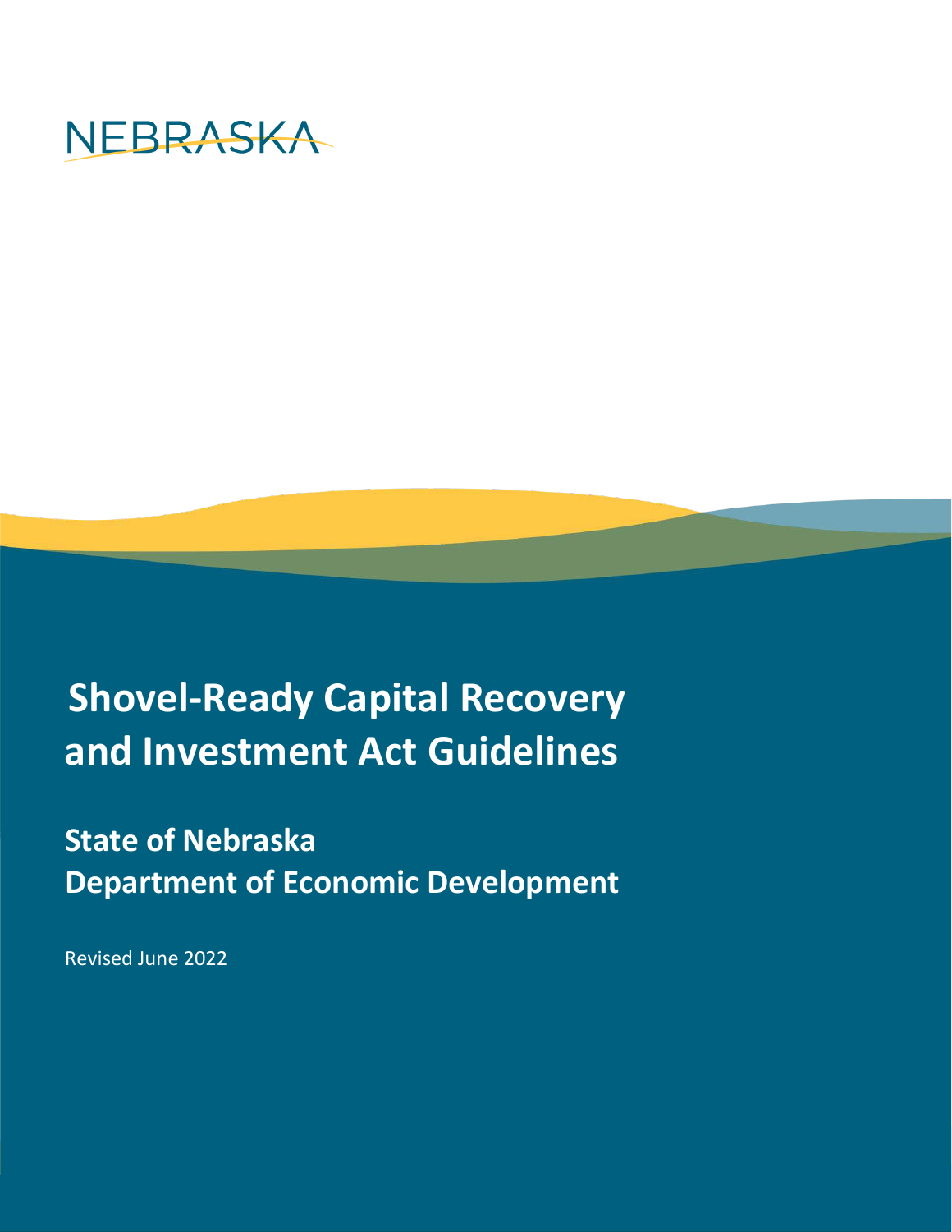NEBRASKA

# Shovel-Ready Capital Recovery and Investment Act Guidelines

## State of Nebraska
## Department of Economic Development

Revised June 2022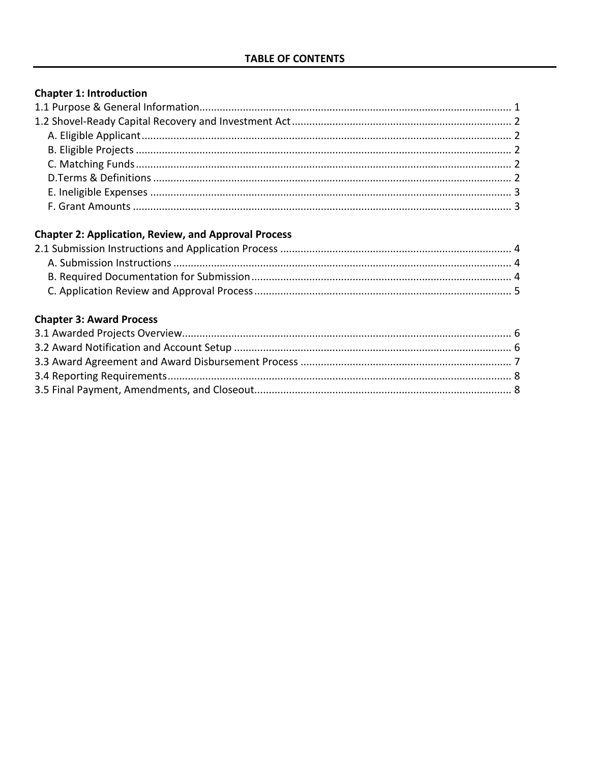## TABLE OF CONTENTS

**Chapter 1: Introduction**

1.1 Purpose & General Information ... 1

1.2 Shovel-Ready Capital Recovery and Investment Act ... 2

- A. Eligible Applicant ... 2
- B. Eligible Projects ... 2
- C. Matching Funds ... 2
- D.Terms & Definitions ... 2
- E. Ineligible Expenses ... 3
- F. Grant Amounts ... 3

**Chapter 2: Application, Review, and Approval Process**

2.1 Submission Instructions and Application Process ... 4

- A. Submission Instructions ... 4
- B. Required Documentation for Submission ... 4
- C. Application Review and Approval Process ... 5

**Chapter 3: Award Process**

3.1 Awarded Projects Overview ... 6

3.2 Award Notification and Account Setup ... 6

3.3 Award Agreement and Award Disbursement Process ... 7

3.4 Reporting Requirements ... 8

3.5 Final Payment, Amendments, and Closeout ... 8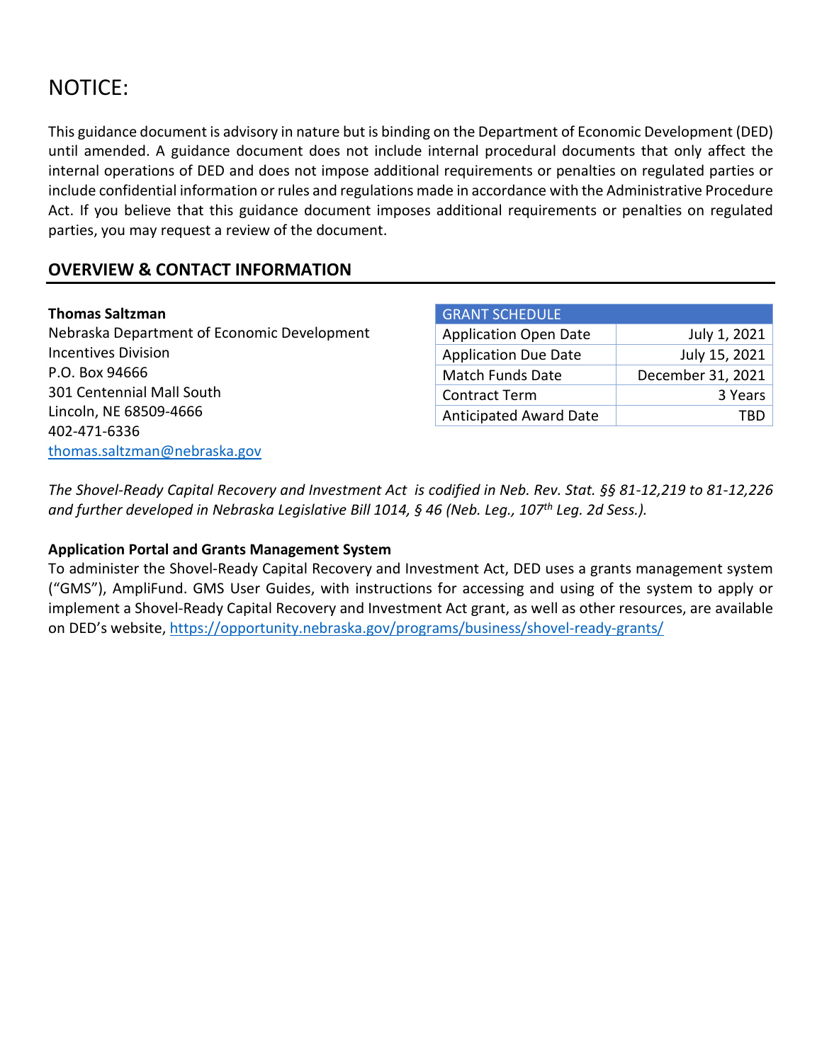# NOTICE:

This guidance document is advisory in nature but is binding on the Department of Economic Development (DED) until amended. A guidance document does not include internal procedural documents that only affect the internal operations of DED and does not impose additional requirements or penalties on regulated parties or include confidential information or rules and regulations made in accordance with the Administrative Procedure Act. If you believe that this guidance document imposes additional requirements or penalties on regulated parties, you may request a review of the document.

## OVERVIEW & CONTACT INFORMATION

**Thomas Saltzman**
Nebraska Department of Economic Development
Incentives Division
P.O. Box 94666
301 Centennial Mall South
Lincoln, NE 68509-4666
402-471-6336
[thomas.saltzman@nebraska.gov](mailto:thomas.saltzman@nebraska.gov)

| GRANT SCHEDULE | |
|---|---|
| Application Open Date | July 1, 2021 |
| Application Due Date | July 15, 2021 |
| Match Funds Date | December 31, 2021 |
| Contract Term | 3 Years |
| Anticipated Award Date | TBD |

*The Shovel-Ready Capital Recovery and Investment Act is codified in Neb. Rev. Stat. §§ 81-12,219 to 81-12,226 and further developed in Nebraska Legislative Bill 1014, § 46 (Neb. Leg., 107th Leg. 2d Sess.).*

**Application Portal and Grants Management System**

To administer the Shovel-Ready Capital Recovery and Investment Act, DED uses a grants management system ("GMS"), AmpliFund. GMS User Guides, with instructions for accessing and using of the system to apply or implement a Shovel-Ready Capital Recovery and Investment Act grant, as well as other resources, are available on DED's website, [https://opportunity.nebraska.gov/programs/business/shovel-ready-grants/](https://opportunity.nebraska.gov/programs/business/shovel-ready-grants/)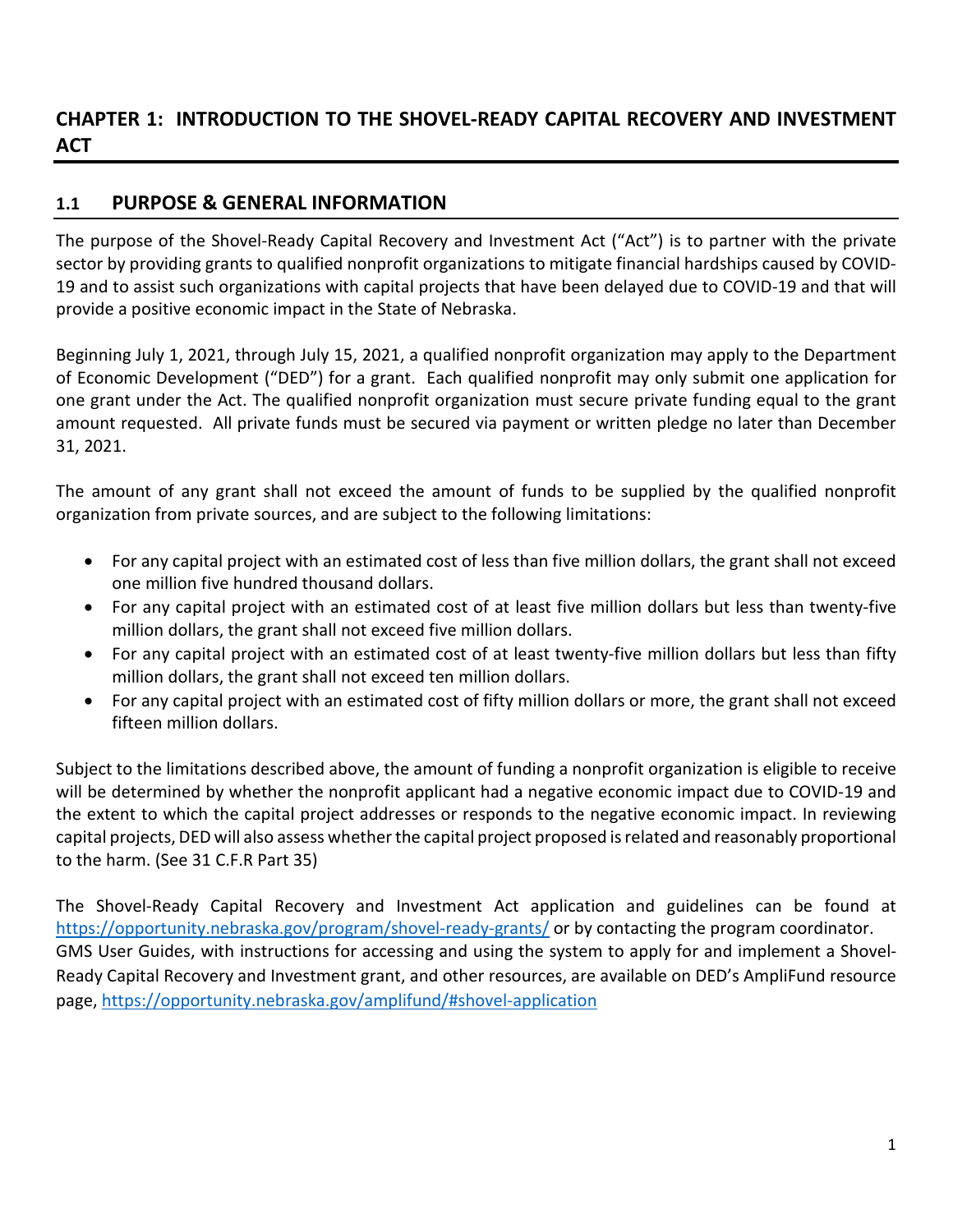# CHAPTER 1: INTRODUCTION TO THE SHOVEL-READY CAPITAL RECOVERY AND INVESTMENT ACT

## 1.1 PURPOSE & GENERAL INFORMATION

The purpose of the Shovel-Ready Capital Recovery and Investment Act ("Act") is to partner with the private sector by providing grants to qualified nonprofit organizations to mitigate financial hardships caused by COVID-19 and to assist such organizations with capital projects that have been delayed due to COVID-19 and that will provide a positive economic impact in the State of Nebraska.

Beginning July 1, 2021, through July 15, 2021, a qualified nonprofit organization may apply to the Department of Economic Development ("DED") for a grant. Each qualified nonprofit may only submit one application for one grant under the Act. The qualified nonprofit organization must secure private funding equal to the grant amount requested. All private funds must be secured via payment or written pledge no later than December 31, 2021.

The amount of any grant shall not exceed the amount of funds to be supplied by the qualified nonprofit organization from private sources, and are subject to the following limitations:

- For any capital project with an estimated cost of less than five million dollars, the grant shall not exceed one million five hundred thousand dollars.
- For any capital project with an estimated cost of at least five million dollars but less than twenty-five million dollars, the grant shall not exceed five million dollars.
- For any capital project with an estimated cost of at least twenty-five million dollars but less than fifty million dollars, the grant shall not exceed ten million dollars.
- For any capital project with an estimated cost of fifty million dollars or more, the grant shall not exceed fifteen million dollars.

Subject to the limitations described above, the amount of funding a nonprofit organization is eligible to receive will be determined by whether the nonprofit applicant had a negative economic impact due to COVID-19 and the extent to which the capital project addresses or responds to the negative economic impact. In reviewing capital projects, DED will also assess whether the capital project proposed is related and reasonably proportional to the harm. (See 31 C.F.R Part 35)

The Shovel-Ready Capital Recovery and Investment Act application and guidelines can be found at https://opportunity.nebraska.gov/program/shovel-ready-grants/ or by contacting the program coordinator. GMS User Guides, with instructions for accessing and using the system to apply for and implement a Shovel-Ready Capital Recovery and Investment grant, and other resources, are available on DED's AmpliFund resource page, https://opportunity.nebraska.gov/amplifund/#shovel-application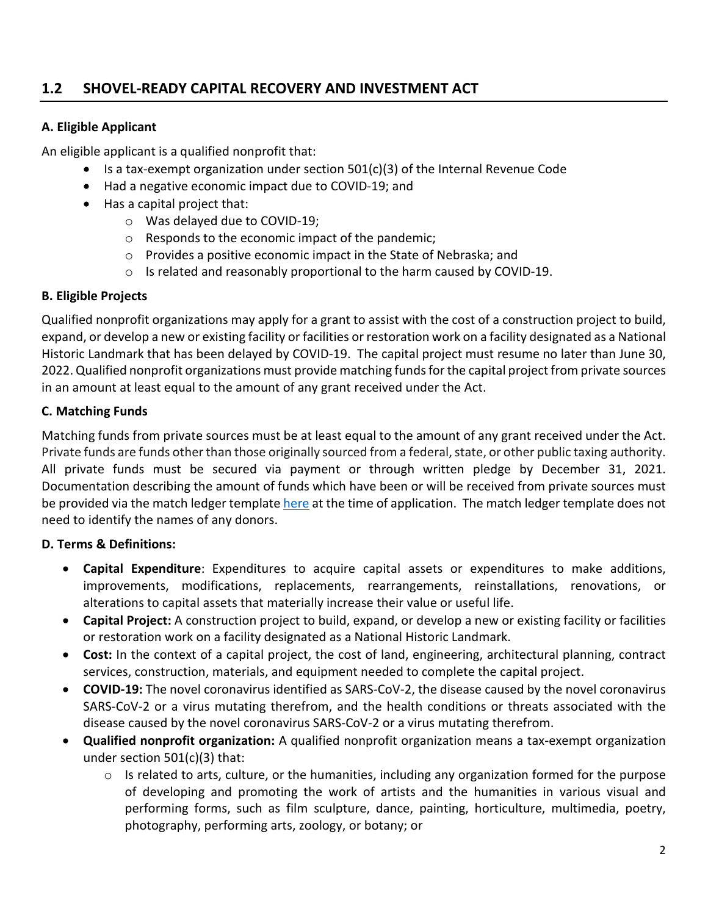## 1.2 SHOVEL-READY CAPITAL RECOVERY AND INVESTMENT ACT

**A. Eligible Applicant**

An eligible applicant is a qualified nonprofit that:

- Is a tax-exempt organization under section 501(c)(3) of the Internal Revenue Code
- Had a negative economic impact due to COVID-19; and
- Has a capital project that:
  - Was delayed due to COVID-19;
  - Responds to the economic impact of the pandemic;
  - Provides a positive economic impact in the State of Nebraska; and
  - Is related and reasonably proportional to the harm caused by COVID-19.

**B. Eligible Projects**

Qualified nonprofit organizations may apply for a grant to assist with the cost of a construction project to build, expand, or develop a new or existing facility or facilities or restoration work on a facility designated as a National Historic Landmark that has been delayed by COVID-19. The capital project must resume no later than June 30, 2022. Qualified nonprofit organizations must provide matching funds for the capital project from private sources in an amount at least equal to the amount of any grant received under the Act.

**C. Matching Funds**

Matching funds from private sources must be at least equal to the amount of any grant received under the Act. Private funds are funds other than those originally sourced from a federal, state, or other public taxing authority. All private funds must be secured via payment or through written pledge by December 31, 2021. Documentation describing the amount of funds which have been or will be received from private sources must be provided via the match ledger template here at the time of application. The match ledger template does not need to identify the names of any donors.

**D. Terms & Definitions:**

- **Capital Expenditure**: Expenditures to acquire capital assets or expenditures to make additions, improvements, modifications, replacements, rearrangements, reinstallations, renovations, or alterations to capital assets that materially increase their value or useful life.
- **Capital Project:** A construction project to build, expand, or develop a new or existing facility or facilities or restoration work on a facility designated as a National Historic Landmark.
- **Cost:** In the context of a capital project, the cost of land, engineering, architectural planning, contract services, construction, materials, and equipment needed to complete the capital project.
- **COVID-19:** The novel coronavirus identified as SARS-CoV-2, the disease caused by the novel coronavirus SARS-CoV-2 or a virus mutating therefrom, and the health conditions or threats associated with the disease caused by the novel coronavirus SARS-CoV-2 or a virus mutating therefrom.
- **Qualified nonprofit organization:** A qualified nonprofit organization means a tax-exempt organization under section 501(c)(3) that:
  - Is related to arts, culture, or the humanities, including any organization formed for the purpose of developing and promoting the work of artists and the humanities in various visual and performing forms, such as film sculpture, dance, painting, horticulture, multimedia, poetry, photography, performing arts, zoology, or botany; or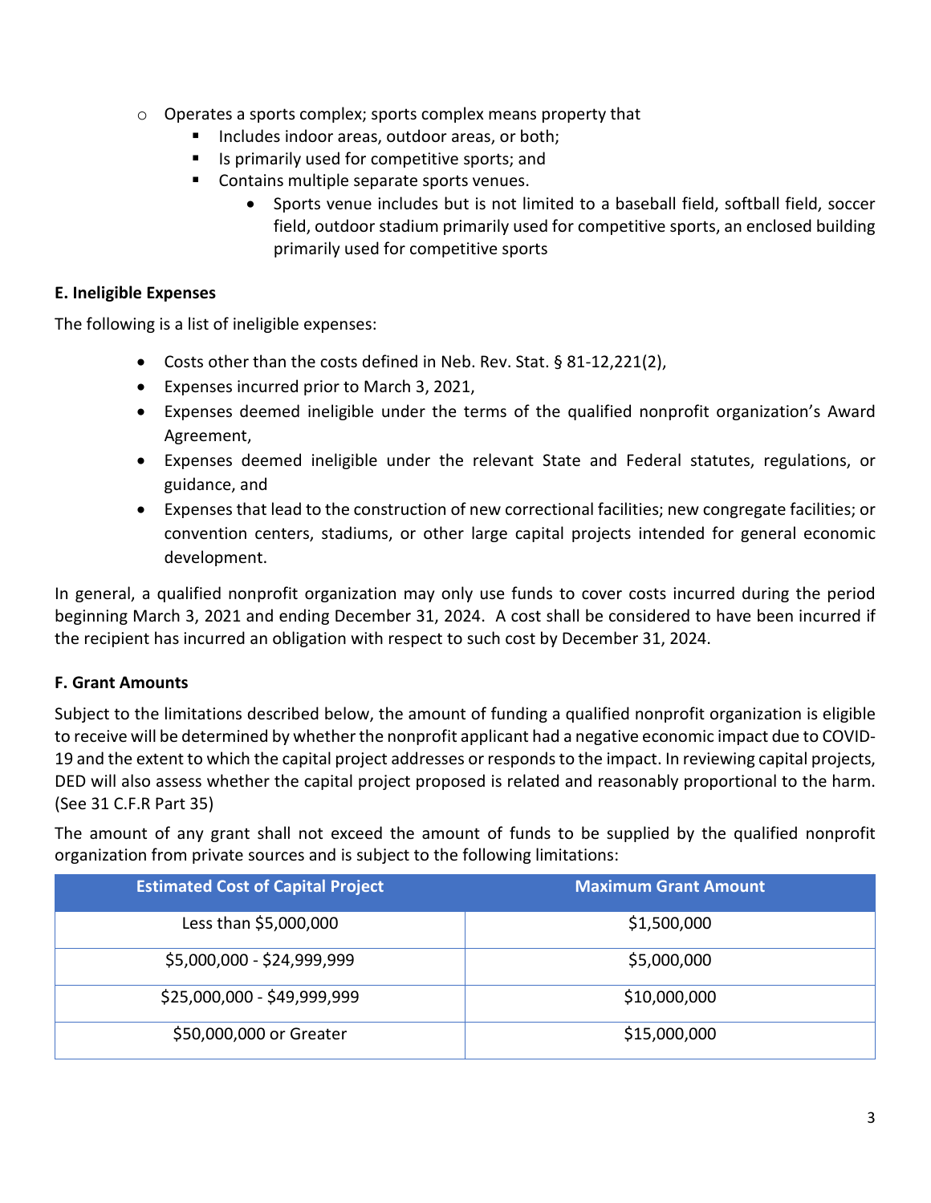- Operates a sports complex; sports complex means property that
  - Includes indoor areas, outdoor areas, or both;
  - Is primarily used for competitive sports; and
  - Contains multiple separate sports venues.
    - Sports venue includes but is not limited to a baseball field, softball field, soccer field, outdoor stadium primarily used for competitive sports, an enclosed building primarily used for competitive sports

**E. Ineligible Expenses**

The following is a list of ineligible expenses:

- Costs other than the costs defined in Neb. Rev. Stat. § 81-12,221(2),
- Expenses incurred prior to March 3, 2021,
- Expenses deemed ineligible under the terms of the qualified nonprofit organization's Award Agreement,
- Expenses deemed ineligible under the relevant State and Federal statutes, regulations, or guidance, and
- Expenses that lead to the construction of new correctional facilities; new congregate facilities; or convention centers, stadiums, or other large capital projects intended for general economic development.

In general, a qualified nonprofit organization may only use funds to cover costs incurred during the period beginning March 3, 2021 and ending December 31, 2024. A cost shall be considered to have been incurred if the recipient has incurred an obligation with respect to such cost by December 31, 2024.

**F. Grant Amounts**

Subject to the limitations described below, the amount of funding a qualified nonprofit organization is eligible to receive will be determined by whether the nonprofit applicant had a negative economic impact due to COVID-19 and the extent to which the capital project addresses or responds to the impact. In reviewing capital projects, DED will also assess whether the capital project proposed is related and reasonably proportional to the harm. (See 31 C.F.R Part 35)

The amount of any grant shall not exceed the amount of funds to be supplied by the qualified nonprofit organization from private sources and is subject to the following limitations:

| Estimated Cost of Capital Project | Maximum Grant Amount |
|---|---|
| Less than $5,000,000 | $1,500,000 |
| $5,000,000 - $24,999,999 | $5,000,000 |
| $25,000,000 - $49,999,999 | $10,000,000 |
| $50,000,000 or Greater | $15,000,000 |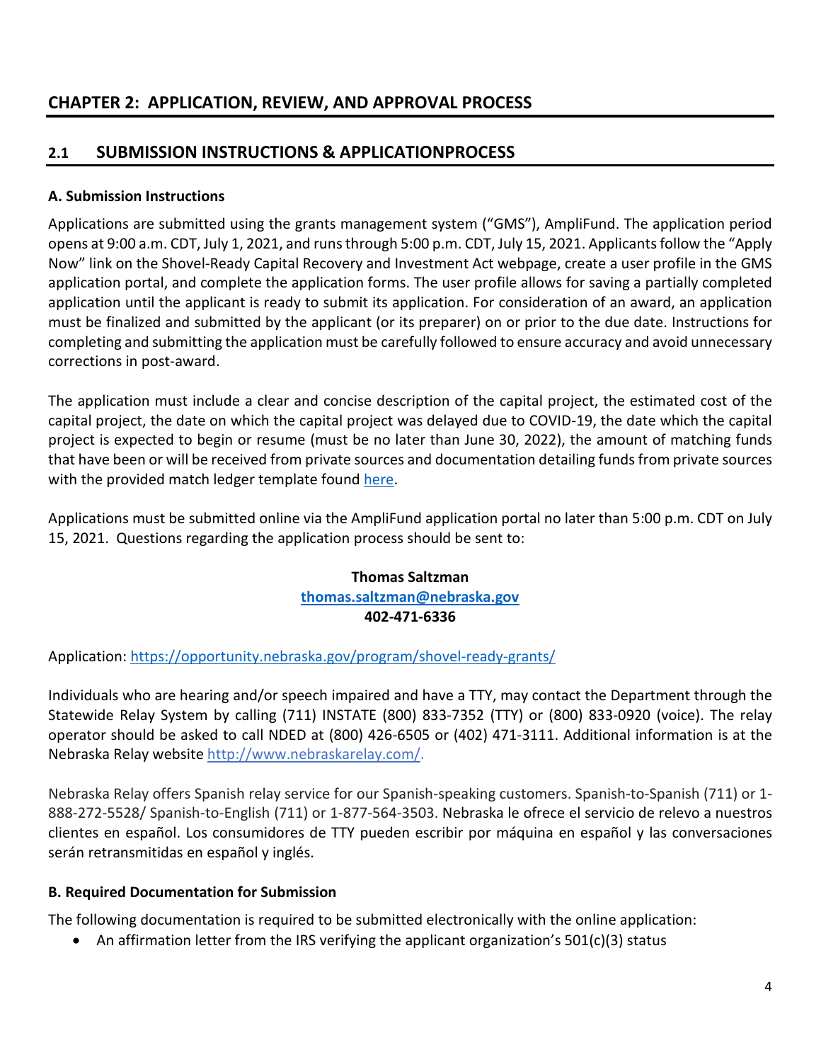# CHAPTER 2: APPLICATION, REVIEW, AND APPROVAL PROCESS

## 2.1 SUBMISSION INSTRUCTIONS & APPLICATIONPROCESS

### A. Submission Instructions

Applications are submitted using the grants management system ("GMS"), AmpliFund. The application period opens at 9:00 a.m. CDT, July 1, 2021, and runs through 5:00 p.m. CDT, July 15, 2021. Applicants follow the "Apply Now" link on the Shovel-Ready Capital Recovery and Investment Act webpage, create a user profile in the GMS application portal, and complete the application forms. The user profile allows for saving a partially completed application until the applicant is ready to submit its application. For consideration of an award, an application must be finalized and submitted by the applicant (or its preparer) on or prior to the due date. Instructions for completing and submitting the application must be carefully followed to ensure accuracy and avoid unnecessary corrections in post-award.

The application must include a clear and concise description of the capital project, the estimated cost of the capital project, the date on which the capital project was delayed due to COVID-19, the date which the capital project is expected to begin or resume (must be no later than June 30, 2022), the amount of matching funds that have been or will be received from private sources and documentation detailing funds from private sources with the provided match ledger template found here.

Applications must be submitted online via the AmpliFund application portal no later than 5:00 p.m. CDT on July 15, 2021. Questions regarding the application process should be sent to:

**Thomas Saltzman**
**thomas.saltzman@nebraska.gov**
**402-471-6336**

Application: https://opportunity.nebraska.gov/program/shovel-ready-grants/

Individuals who are hearing and/or speech impaired and have a TTY, may contact the Department through the Statewide Relay System by calling (711) INSTATE (800) 833-7352 (TTY) or (800) 833-0920 (voice). The relay operator should be asked to call NDED at (800) 426-6505 or (402) 471-3111. Additional information is at the Nebraska Relay website http://www.nebraskarelay.com/.

Nebraska Relay offers Spanish relay service for our Spanish-speaking customers. Spanish-to-Spanish (711) or 1-888-272-5528/ Spanish-to-English (711) or 1-877-564-3503. Nebraska le ofrece el servicio de relevo a nuestros clientes en español. Los consumidores de TTY pueden escribir por máquina en español y las conversaciones serán retransmitidas en español y inglés.

### B. Required Documentation for Submission

The following documentation is required to be submitted electronically with the online application:

- An affirmation letter from the IRS verifying the applicant organization's 501(c)(3) status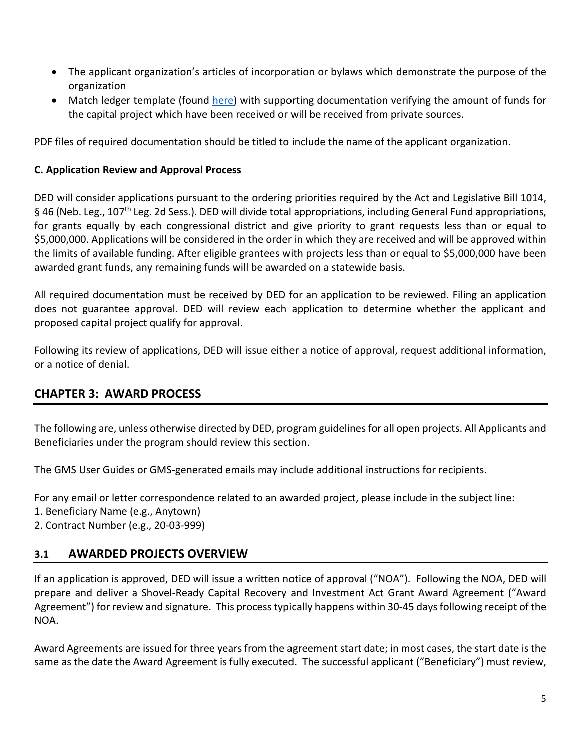- The applicant organization's articles of incorporation or bylaws which demonstrate the purpose of the organization
- Match ledger template (found here) with supporting documentation verifying the amount of funds for the capital project which have been received or will be received from private sources.

PDF files of required documentation should be titled to include the name of the applicant organization.

**C. Application Review and Approval Process**

DED will consider applications pursuant to the ordering priorities required by the Act and Legislative Bill 1014, § 46 (Neb. Leg., 107th Leg. 2d Sess.). DED will divide total appropriations, including General Fund appropriations, for grants equally by each congressional district and give priority to grant requests less than or equal to $5,000,000. Applications will be considered in the order in which they are received and will be approved within the limits of available funding. After eligible grantees with projects less than or equal to $5,000,000 have been awarded grant funds, any remaining funds will be awarded on a statewide basis.

All required documentation must be received by DED for an application to be reviewed. Filing an application does not guarantee approval. DED will review each application to determine whether the applicant and proposed capital project qualify for approval.

Following its review of applications, DED will issue either a notice of approval, request additional information, or a notice of denial.

## CHAPTER 3: AWARD PROCESS

The following are, unless otherwise directed by DED, program guidelines for all open projects. All Applicants and Beneficiaries under the program should review this section.

The GMS User Guides or GMS-generated emails may include additional instructions for recipients.

For any email or letter correspondence related to an awarded project, please include in the subject line:
1. Beneficiary Name (e.g., Anytown)
2. Contract Number (e.g., 20-03-999)

### 3.1 AWARDED PROJECTS OVERVIEW

If an application is approved, DED will issue a written notice of approval ("NOA"). Following the NOA, DED will prepare and deliver a Shovel-Ready Capital Recovery and Investment Act Grant Award Agreement ("Award Agreement") for review and signature. This process typically happens within 30-45 days following receipt of the NOA.

Award Agreements are issued for three years from the agreement start date; in most cases, the start date is the same as the date the Award Agreement is fully executed. The successful applicant ("Beneficiary") must review,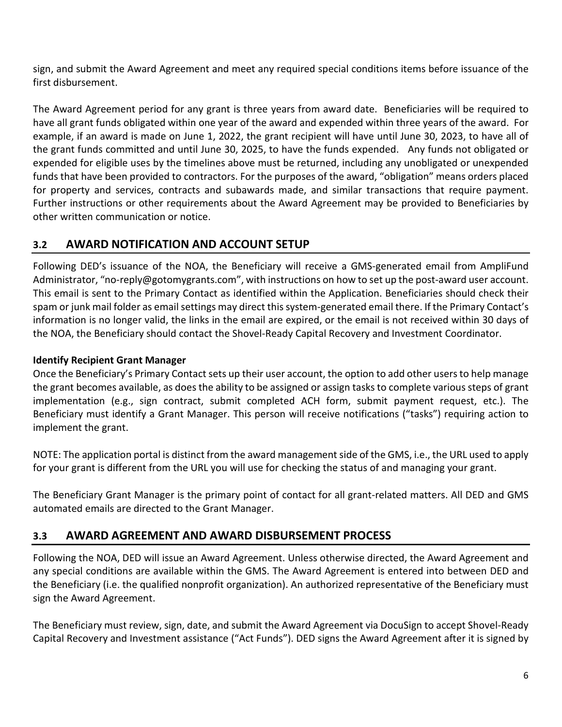sign, and submit the Award Agreement and meet any required special conditions items before issuance of the first disbursement.

The Award Agreement period for any grant is three years from award date. Beneficiaries will be required to have all grant funds obligated within one year of the award and expended within three years of the award. For example, if an award is made on June 1, 2022, the grant recipient will have until June 30, 2023, to have all of the grant funds committed and until June 30, 2025, to have the funds expended. Any funds not obligated or expended for eligible uses by the timelines above must be returned, including any unobligated or unexpended funds that have been provided to contractors. For the purposes of the award, "obligation" means orders placed for property and services, contracts and subawards made, and similar transactions that require payment. Further instructions or other requirements about the Award Agreement may be provided to Beneficiaries by other written communication or notice.

## 3.2 AWARD NOTIFICATION AND ACCOUNT SETUP

Following DED's issuance of the NOA, the Beneficiary will receive a GMS-generated email from AmpliFund Administrator, "no-reply@gotomygrants.com", with instructions on how to set up the post-award user account. This email is sent to the Primary Contact as identified within the Application. Beneficiaries should check their spam or junk mail folder as email settings may direct this system-generated email there. If the Primary Contact's information is no longer valid, the links in the email are expired, or the email is not received within 30 days of the NOA, the Beneficiary should contact the Shovel-Ready Capital Recovery and Investment Coordinator.

**Identify Recipient Grant Manager**

Once the Beneficiary's Primary Contact sets up their user account, the option to add other users to help manage the grant becomes available, as does the ability to be assigned or assign tasks to complete various steps of grant implementation (e.g., sign contract, submit completed ACH form, submit payment request, etc.). The Beneficiary must identify a Grant Manager. This person will receive notifications ("tasks") requiring action to implement the grant.

NOTE: The application portal is distinct from the award management side of the GMS, i.e., the URL used to apply for your grant is different from the URL you will use for checking the status of and managing your grant.

The Beneficiary Grant Manager is the primary point of contact for all grant-related matters. All DED and GMS automated emails are directed to the Grant Manager.

## 3.3 AWARD AGREEMENT AND AWARD DISBURSEMENT PROCESS

Following the NOA, DED will issue an Award Agreement. Unless otherwise directed, the Award Agreement and any special conditions are available within the GMS. The Award Agreement is entered into between DED and the Beneficiary (i.e. the qualified nonprofit organization). An authorized representative of the Beneficiary must sign the Award Agreement.

The Beneficiary must review, sign, date, and submit the Award Agreement via DocuSign to accept Shovel-Ready Capital Recovery and Investment assistance ("Act Funds"). DED signs the Award Agreement after it is signed by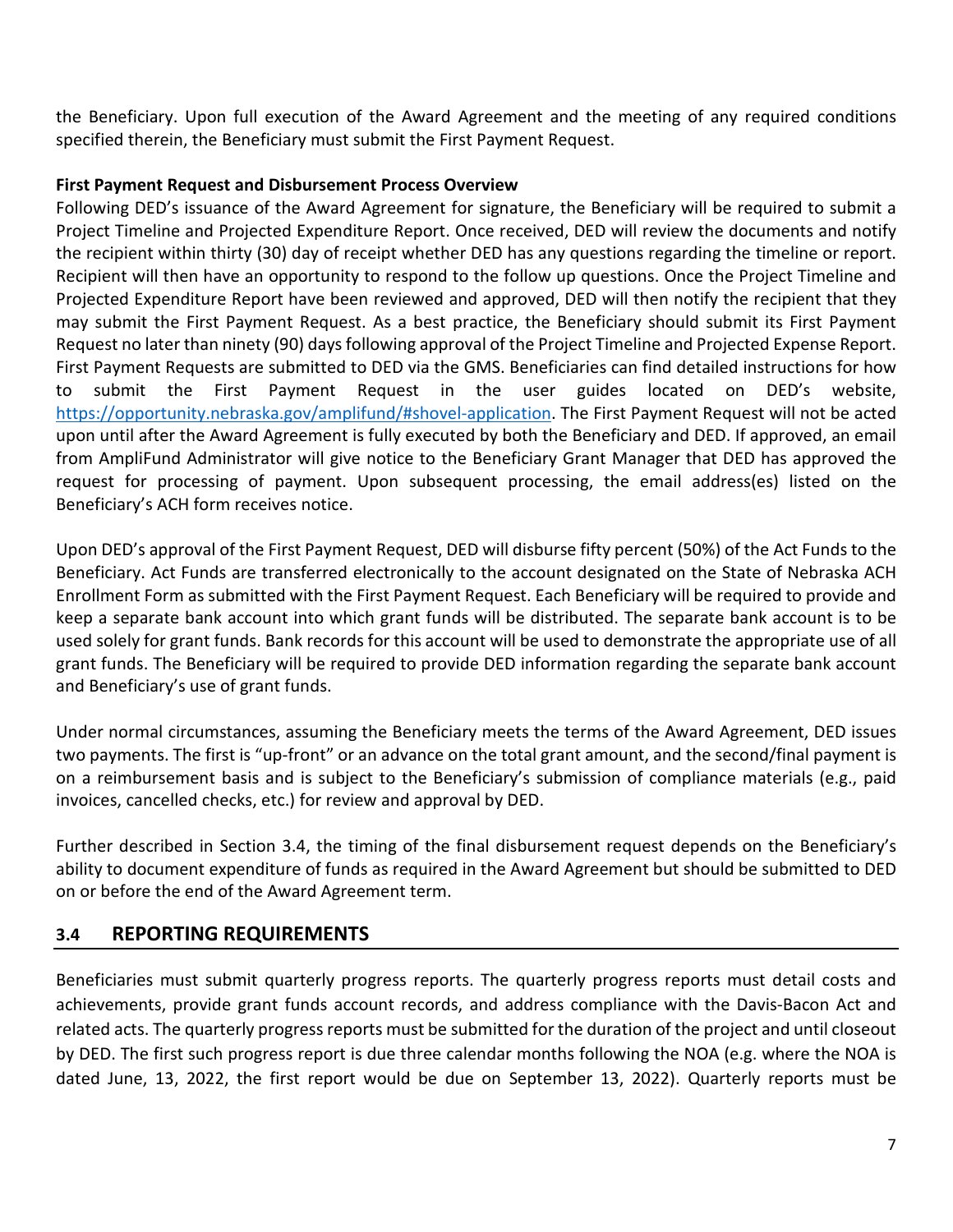the Beneficiary. Upon full execution of the Award Agreement and the meeting of any required conditions specified therein, the Beneficiary must submit the First Payment Request.

**First Payment Request and Disbursement Process Overview**

Following DED's issuance of the Award Agreement for signature, the Beneficiary will be required to submit a Project Timeline and Projected Expenditure Report. Once received, DED will review the documents and notify the recipient within thirty (30) day of receipt whether DED has any questions regarding the timeline or report. Recipient will then have an opportunity to respond to the follow up questions. Once the Project Timeline and Projected Expenditure Report have been reviewed and approved, DED will then notify the recipient that they may submit the First Payment Request. As a best practice, the Beneficiary should submit its First Payment Request no later than ninety (90) days following approval of the Project Timeline and Projected Expense Report. First Payment Requests are submitted to DED via the GMS. Beneficiaries can find detailed instructions for how to submit the First Payment Request in the user guides located on DED's website, [https://opportunity.nebraska.gov/amplifund/#shovel-application](https://opportunity.nebraska.gov/amplifund/#shovel-application). The First Payment Request will not be acted upon until after the Award Agreement is fully executed by both the Beneficiary and DED. If approved, an email from AmpliFund Administrator will give notice to the Beneficiary Grant Manager that DED has approved the request for processing of payment. Upon subsequent processing, the email address(es) listed on the Beneficiary's ACH form receives notice.

Upon DED's approval of the First Payment Request, DED will disburse fifty percent (50%) of the Act Funds to the Beneficiary. Act Funds are transferred electronically to the account designated on the State of Nebraska ACH Enrollment Form as submitted with the First Payment Request. Each Beneficiary will be required to provide and keep a separate bank account into which grant funds will be distributed. The separate bank account is to be used solely for grant funds. Bank records for this account will be used to demonstrate the appropriate use of all grant funds. The Beneficiary will be required to provide DED information regarding the separate bank account and Beneficiary's use of grant funds.

Under normal circumstances, assuming the Beneficiary meets the terms of the Award Agreement, DED issues two payments. The first is "up-front" or an advance on the total grant amount, and the second/final payment is on a reimbursement basis and is subject to the Beneficiary's submission of compliance materials (e.g., paid invoices, cancelled checks, etc.) for review and approval by DED.

Further described in Section 3.4, the timing of the final disbursement request depends on the Beneficiary's ability to document expenditure of funds as required in the Award Agreement but should be submitted to DED on or before the end of the Award Agreement term.

## 3.4 REPORTING REQUIREMENTS

Beneficiaries must submit quarterly progress reports. The quarterly progress reports must detail costs and achievements, provide grant funds account records, and address compliance with the Davis-Bacon Act and related acts. The quarterly progress reports must be submitted for the duration of the project and until closeout by DED. The first such progress report is due three calendar months following the NOA (e.g. where the NOA is dated June, 13, 2022, the first report would be due on September 13, 2022). Quarterly reports must be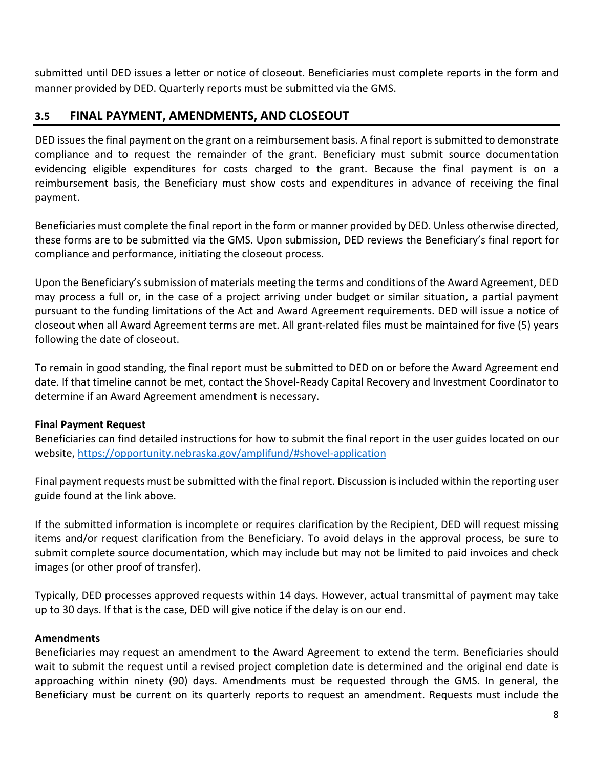submitted until DED issues a letter or notice of closeout. Beneficiaries must complete reports in the form and manner provided by DED. Quarterly reports must be submitted via the GMS.

## 3.5 FINAL PAYMENT, AMENDMENTS, AND CLOSEOUT

DED issues the final payment on the grant on a reimbursement basis. A final report is submitted to demonstrate compliance and to request the remainder of the grant. Beneficiary must submit source documentation evidencing eligible expenditures for costs charged to the grant. Because the final payment is on a reimbursement basis, the Beneficiary must show costs and expenditures in advance of receiving the final payment.

Beneficiaries must complete the final report in the form or manner provided by DED. Unless otherwise directed, these forms are to be submitted via the GMS. Upon submission, DED reviews the Beneficiary's final report for compliance and performance, initiating the closeout process.

Upon the Beneficiary's submission of materials meeting the terms and conditions of the Award Agreement, DED may process a full or, in the case of a project arriving under budget or similar situation, a partial payment pursuant to the funding limitations of the Act and Award Agreement requirements. DED will issue a notice of closeout when all Award Agreement terms are met. All grant-related files must be maintained for five (5) years following the date of closeout.

To remain in good standing, the final report must be submitted to DED on or before the Award Agreement end date. If that timeline cannot be met, contact the Shovel-Ready Capital Recovery and Investment Coordinator to determine if an Award Agreement amendment is necessary.

**Final Payment Request**

Beneficiaries can find detailed instructions for how to submit the final report in the user guides located on our website, https://opportunity.nebraska.gov/amplifund/#shovel-application

Final payment requests must be submitted with the final report. Discussion is included within the reporting user guide found at the link above.

If the submitted information is incomplete or requires clarification by the Recipient, DED will request missing items and/or request clarification from the Beneficiary. To avoid delays in the approval process, be sure to submit complete source documentation, which may include but may not be limited to paid invoices and check images (or other proof of transfer).

Typically, DED processes approved requests within 14 days. However, actual transmittal of payment may take up to 30 days. If that is the case, DED will give notice if the delay is on our end.

**Amendments**

Beneficiaries may request an amendment to the Award Agreement to extend the term. Beneficiaries should wait to submit the request until a revised project completion date is determined and the original end date is approaching within ninety (90) days. Amendments must be requested through the GMS. In general, the Beneficiary must be current on its quarterly reports to request an amendment. Requests must include the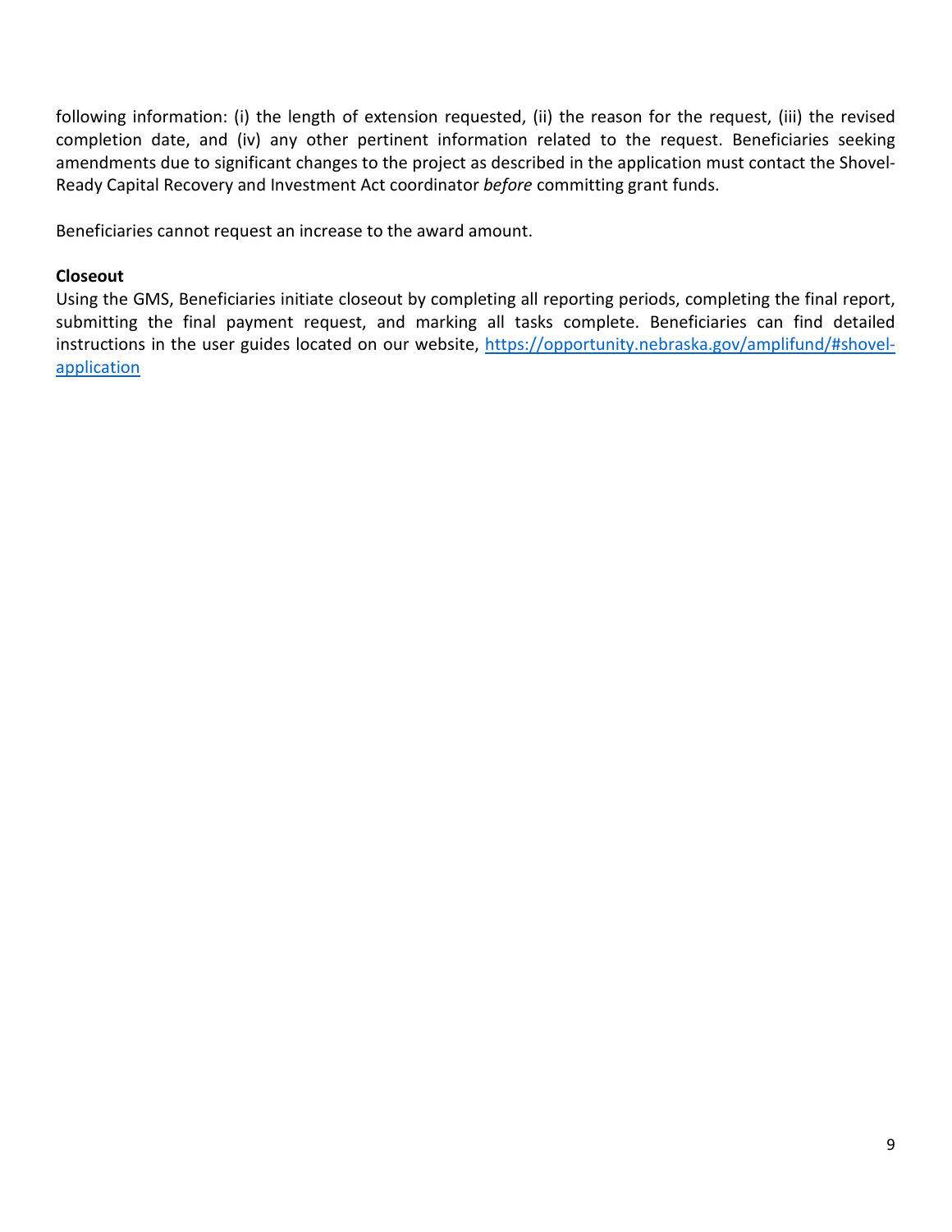following information: (i) the length of extension requested, (ii) the reason for the request, (iii) the revised completion date, and (iv) any other pertinent information related to the request. Beneficiaries seeking amendments due to significant changes to the project as described in the application must contact the Shovel-Ready Capital Recovery and Investment Act coordinator *before* committing grant funds.

Beneficiaries cannot request an increase to the award amount.

**Closeout**

Using the GMS, Beneficiaries initiate closeout by completing all reporting periods, completing the final report, submitting the final payment request, and marking all tasks complete. Beneficiaries can find detailed instructions in the user guides located on our website, [https://opportunity.nebraska.gov/amplifund/#shovel-application](https://opportunity.nebraska.gov/amplifund/#shovel-application)